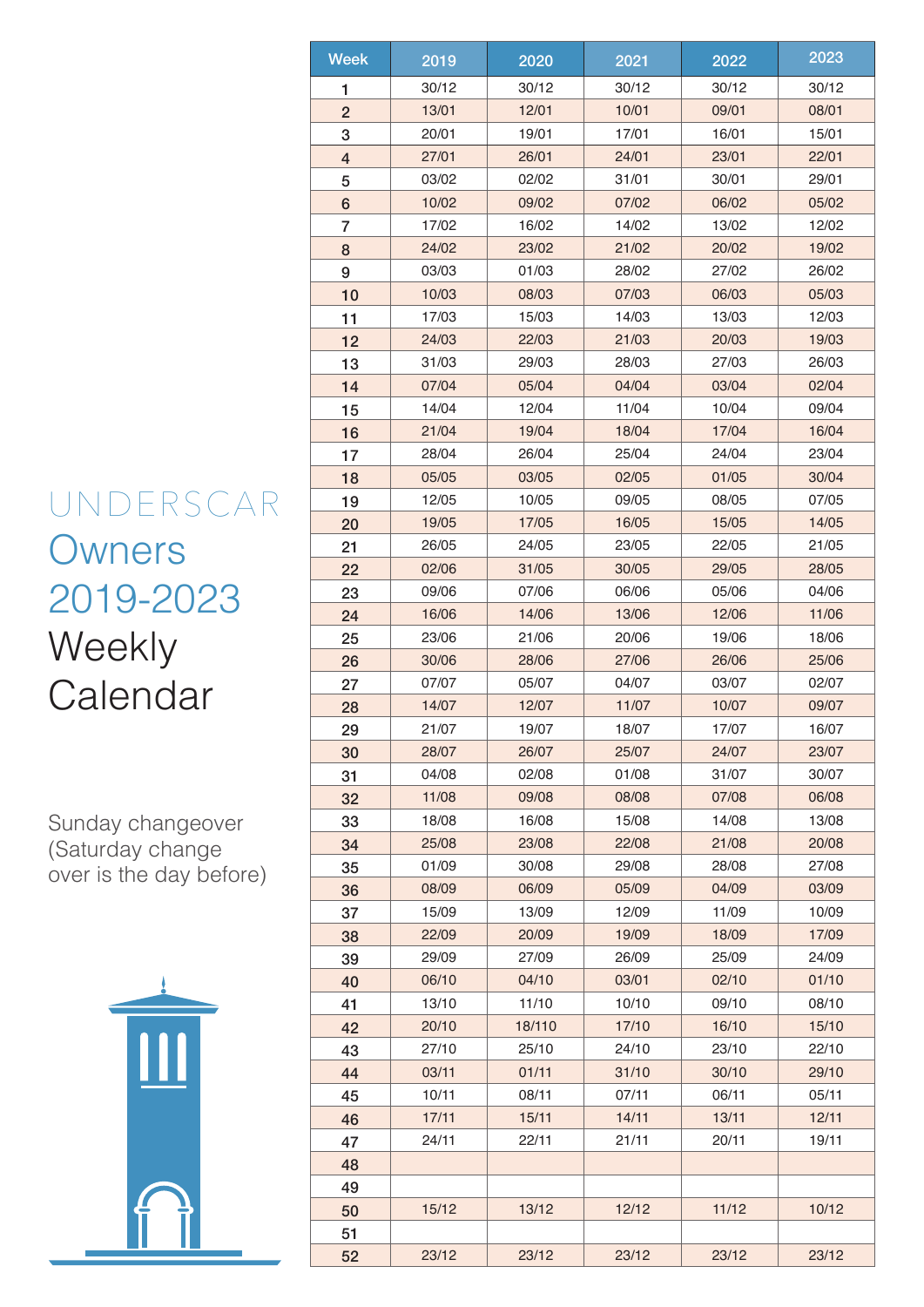# UNDERSCAR

## Owners 2019-2023

## Weekly Calendar

Sunday changeover (Saturday change over is the day before)

| Week | 2019 | 2020 | 2021 | 2022 | 2023 |
|---|---|---|---|---|---|
| 1 | 30/12 | 30/12 | 30/12 | 30/12 | 30/12 |
| 2 | 13/01 | 12/01 | 10/01 | 09/01 | 08/01 |
| 3 | 20/01 | 19/01 | 17/01 | 16/01 | 15/01 |
| 4 | 27/01 | 26/01 | 24/01 | 23/01 | 22/01 |
| 5 | 03/02 | 02/02 | 31/01 | 30/01 | 29/01 |
| 6 | 10/02 | 09/02 | 07/02 | 06/02 | 05/02 |
| 7 | 17/02 | 16/02 | 14/02 | 13/02 | 12/02 |
| 8 | 24/02 | 23/02 | 21/02 | 20/02 | 19/02 |
| 9 | 03/03 | 01/03 | 28/02 | 27/02 | 26/02 |
| 10 | 10/03 | 08/03 | 07/03 | 06/03 | 05/03 |
| 11 | 17/03 | 15/03 | 14/03 | 13/03 | 12/03 |
| 12 | 24/03 | 22/03 | 21/03 | 20/03 | 19/03 |
| 13 | 31/03 | 29/03 | 28/03 | 27/03 | 26/03 |
| 14 | 07/04 | 05/04 | 04/04 | 03/04 | 02/04 |
| 15 | 14/04 | 12/04 | 11/04 | 10/04 | 09/04 |
| 16 | 21/04 | 19/04 | 18/04 | 17/04 | 16/04 |
| 17 | 28/04 | 26/04 | 25/04 | 24/04 | 23/04 |
| 18 | 05/05 | 03/05 | 02/05 | 01/05 | 30/04 |
| 19 | 12/05 | 10/05 | 09/05 | 08/05 | 07/05 |
| 20 | 19/05 | 17/05 | 16/05 | 15/05 | 14/05 |
| 21 | 26/05 | 24/05 | 23/05 | 22/05 | 21/05 |
| 22 | 02/06 | 31/05 | 30/05 | 29/05 | 28/05 |
| 23 | 09/06 | 07/06 | 06/06 | 05/06 | 04/06 |
| 24 | 16/06 | 14/06 | 13/06 | 12/06 | 11/06 |
| 25 | 23/06 | 21/06 | 20/06 | 19/06 | 18/06 |
| 26 | 30/06 | 28/06 | 27/06 | 26/06 | 25/06 |
| 27 | 07/07 | 05/07 | 04/07 | 03/07 | 02/07 |
| 28 | 14/07 | 12/07 | 11/07 | 10/07 | 09/07 |
| 29 | 21/07 | 19/07 | 18/07 | 17/07 | 16/07 |
| 30 | 28/07 | 26/07 | 25/07 | 24/07 | 23/07 |
| 31 | 04/08 | 02/08 | 01/08 | 31/07 | 30/07 |
| 32 | 11/08 | 09/08 | 08/08 | 07/08 | 06/08 |
| 33 | 18/08 | 16/08 | 15/08 | 14/08 | 13/08 |
| 34 | 25/08 | 23/08 | 22/08 | 21/08 | 20/08 |
| 35 | 01/09 | 30/08 | 29/08 | 28/08 | 27/08 |
| 36 | 08/09 | 06/09 | 05/09 | 04/09 | 03/09 |
| 37 | 15/09 | 13/09 | 12/09 | 11/09 | 10/09 |
| 38 | 22/09 | 20/09 | 19/09 | 18/09 | 17/09 |
| 39 | 29/09 | 27/09 | 26/09 | 25/09 | 24/09 |
| 40 | 06/10 | 04/10 | 03/01 | 02/10 | 01/10 |
| 41 | 13/10 | 11/10 | 10/10 | 09/10 | 08/10 |
| 42 | 20/10 | 18/110 | 17/10 | 16/10 | 15/10 |
| 43 | 27/10 | 25/10 | 24/10 | 23/10 | 22/10 |
| 44 | 03/11 | 01/11 | 31/10 | 30/10 | 29/10 |
| 45 | 10/11 | 08/11 | 07/11 | 06/11 | 05/11 |
| 46 | 17/11 | 15/11 | 14/11 | 13/11 | 12/11 |
| 47 | 24/11 | 22/11 | 21/11 | 20/11 | 19/11 |
| 48 | | | | | |
| 49 | | | | | |
| 50 | 15/12 | 13/12 | 12/12 | 11/12 | 10/12 |
| 51 | | | | | |
| 52 | 23/12 | 23/12 | 23/12 | 23/12 | 23/12 |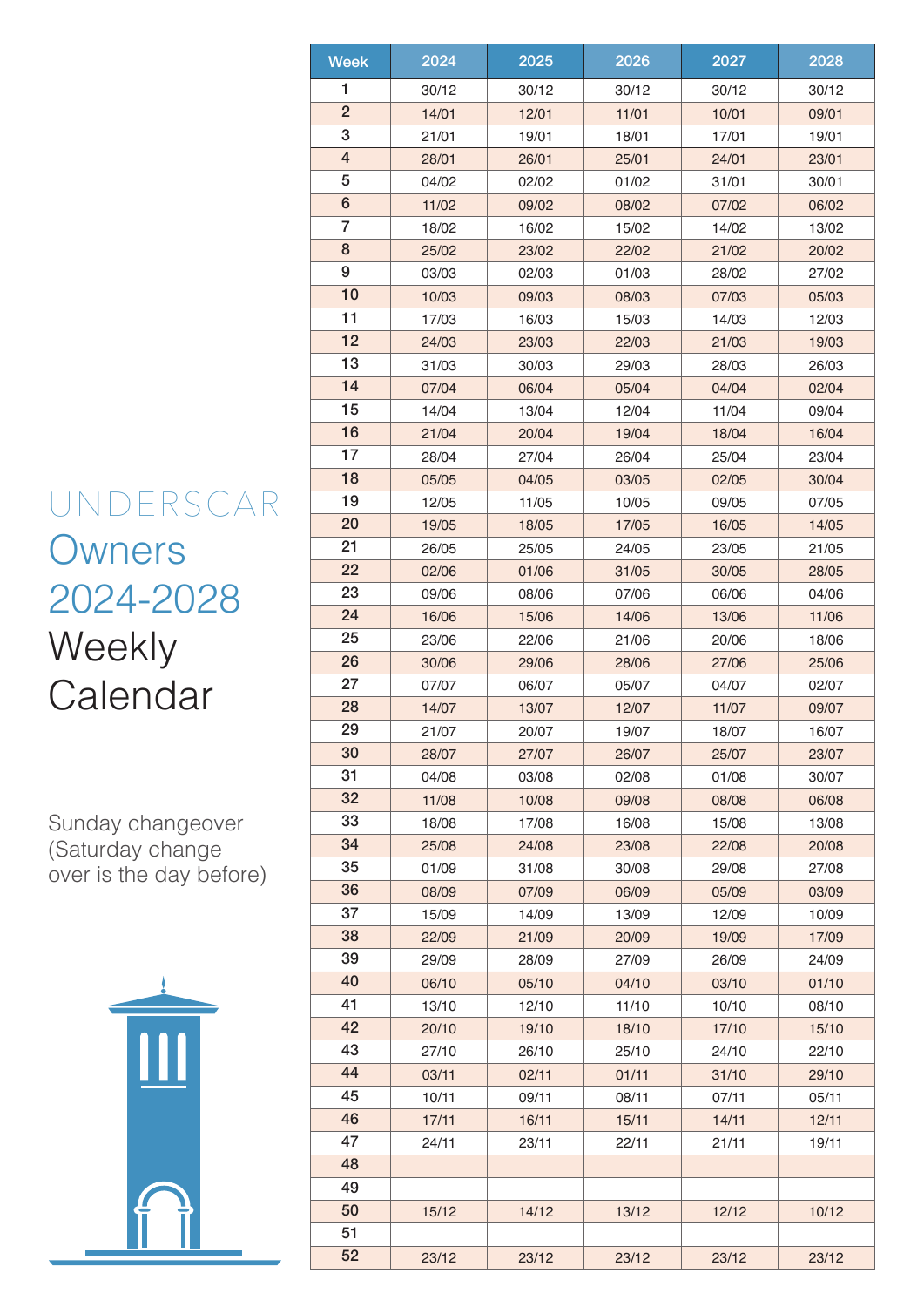# UNDERSCAR
## Owners 2024-2028
## Weekly Calendar

Sunday changeover (Saturday change over is the day before)

| Week | 2024 | 2025 | 2026 | 2027 | 2028 |
|---|---|---|---|---|---|
| 1 | 30/12 | 30/12 | 30/12 | 30/12 | 30/12 |
| 2 | 14/01 | 12/01 | 11/01 | 10/01 | 09/01 |
| 3 | 21/01 | 19/01 | 18/01 | 17/01 | 19/01 |
| 4 | 28/01 | 26/01 | 25/01 | 24/01 | 23/01 |
| 5 | 04/02 | 02/02 | 01/02 | 31/01 | 30/01 |
| 6 | 11/02 | 09/02 | 08/02 | 07/02 | 06/02 |
| 7 | 18/02 | 16/02 | 15/02 | 14/02 | 13/02 |
| 8 | 25/02 | 23/02 | 22/02 | 21/02 | 20/02 |
| 9 | 03/03 | 02/03 | 01/03 | 28/02 | 27/02 |
| 10 | 10/03 | 09/03 | 08/03 | 07/03 | 05/03 |
| 11 | 17/03 | 16/03 | 15/03 | 14/03 | 12/03 |
| 12 | 24/03 | 23/03 | 22/03 | 21/03 | 19/03 |
| 13 | 31/03 | 30/03 | 29/03 | 28/03 | 26/03 |
| 14 | 07/04 | 06/04 | 05/04 | 04/04 | 02/04 |
| 15 | 14/04 | 13/04 | 12/04 | 11/04 | 09/04 |
| 16 | 21/04 | 20/04 | 19/04 | 18/04 | 16/04 |
| 17 | 28/04 | 27/04 | 26/04 | 25/04 | 23/04 |
| 18 | 05/05 | 04/05 | 03/05 | 02/05 | 30/04 |
| 19 | 12/05 | 11/05 | 10/05 | 09/05 | 07/05 |
| 20 | 19/05 | 18/05 | 17/05 | 16/05 | 14/05 |
| 21 | 26/05 | 25/05 | 24/05 | 23/05 | 21/05 |
| 22 | 02/06 | 01/06 | 31/05 | 30/05 | 28/05 |
| 23 | 09/06 | 08/06 | 07/06 | 06/06 | 04/06 |
| 24 | 16/06 | 15/06 | 14/06 | 13/06 | 11/06 |
| 25 | 23/06 | 22/06 | 21/06 | 20/06 | 18/06 |
| 26 | 30/06 | 29/06 | 28/06 | 27/06 | 25/06 |
| 27 | 07/07 | 06/07 | 05/07 | 04/07 | 02/07 |
| 28 | 14/07 | 13/07 | 12/07 | 11/07 | 09/07 |
| 29 | 21/07 | 20/07 | 19/07 | 18/07 | 16/07 |
| 30 | 28/07 | 27/07 | 26/07 | 25/07 | 23/07 |
| 31 | 04/08 | 03/08 | 02/08 | 01/08 | 30/07 |
| 32 | 11/08 | 10/08 | 09/08 | 08/08 | 06/08 |
| 33 | 18/08 | 17/08 | 16/08 | 15/08 | 13/08 |
| 34 | 25/08 | 24/08 | 23/08 | 22/08 | 20/08 |
| 35 | 01/09 | 31/08 | 30/08 | 29/08 | 27/08 |
| 36 | 08/09 | 07/09 | 06/09 | 05/09 | 03/09 |
| 37 | 15/09 | 14/09 | 13/09 | 12/09 | 10/09 |
| 38 | 22/09 | 21/09 | 20/09 | 19/09 | 17/09 |
| 39 | 29/09 | 28/09 | 27/09 | 26/09 | 24/09 |
| 40 | 06/10 | 05/10 | 04/10 | 03/10 | 01/10 |
| 41 | 13/10 | 12/10 | 11/10 | 10/10 | 08/10 |
| 42 | 20/10 | 19/10 | 18/10 | 17/10 | 15/10 |
| 43 | 27/10 | 26/10 | 25/10 | 24/10 | 22/10 |
| 44 | 03/11 | 02/11 | 01/11 | 31/10 | 29/10 |
| 45 | 10/11 | 09/11 | 08/11 | 07/11 | 05/11 |
| 46 | 17/11 | 16/11 | 15/11 | 14/11 | 12/11 |
| 47 | 24/11 | 23/11 | 22/11 | 21/11 | 19/11 |
| 48 | | | | | |
| 49 | | | | | |
| 50 | 15/12 | 14/12 | 13/12 | 12/12 | 10/12 |
| 51 | | | | | |
| 52 | 23/12 | 23/12 | 23/12 | 23/12 | 23/12 |